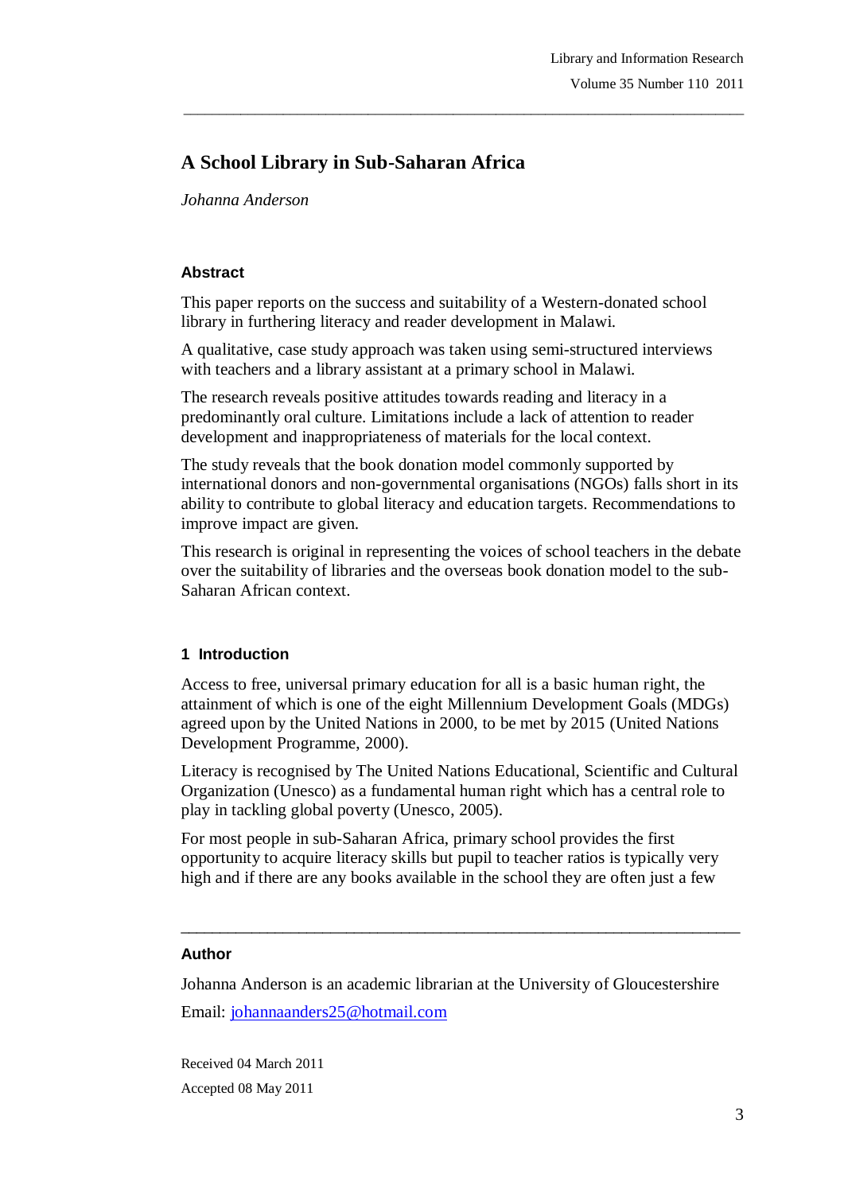# A School Library in Sub-Saharan Africa

*Johanna Anderson*

### Abstract

This paper reports on the success and suitability of a Western-donated school library in furthering literacy and reader development in Malawi.

A qualitative, case study approach was taken using semi-structured interviews with teachers and a library assistant at a primary school in Malawi.

The research reveals positive attitudes towards reading and literacy in a predominantly oral culture. Limitations include a lack of attention to reader development and inappropriateness of materials for the local context.

The study reveals that the book donation model commonly supported by international donors and non-governmental organisations (NGOs) falls short in its ability to contribute to global literacy and education targets. Recommendations to improve impact are given.

This research is original in representing the voices of school teachers in the debate over the suitability of libraries and the overseas book donation model to the sub-Saharan African context.

## 1 Introduction

Access to free, universal primary education for all is a basic human right, the attainment of which is one of the eight Millennium Development Goals (MDGs) agreed upon by the United Nations in 2000, to be met by 2015 (United Nations Development Programme, 2000).

Literacy is recognised by The United Nations Educational, Scientific and Cultural Organization (Unesco) as a fundamental human right which has a central role to play in tackling global poverty (Unesco, 2005).

For most people in sub-Saharan Africa, primary school provides the first opportunity to acquire literacy skills but pupil to teacher ratios is typically very high and if there are any books available in the school they are often just a few

---

### Author

Johanna Anderson is an academic librarian at the University of Gloucestershire

Email: johannaanders25@hotmail.com

Received 04 March 2011

Accepted 08 May 2011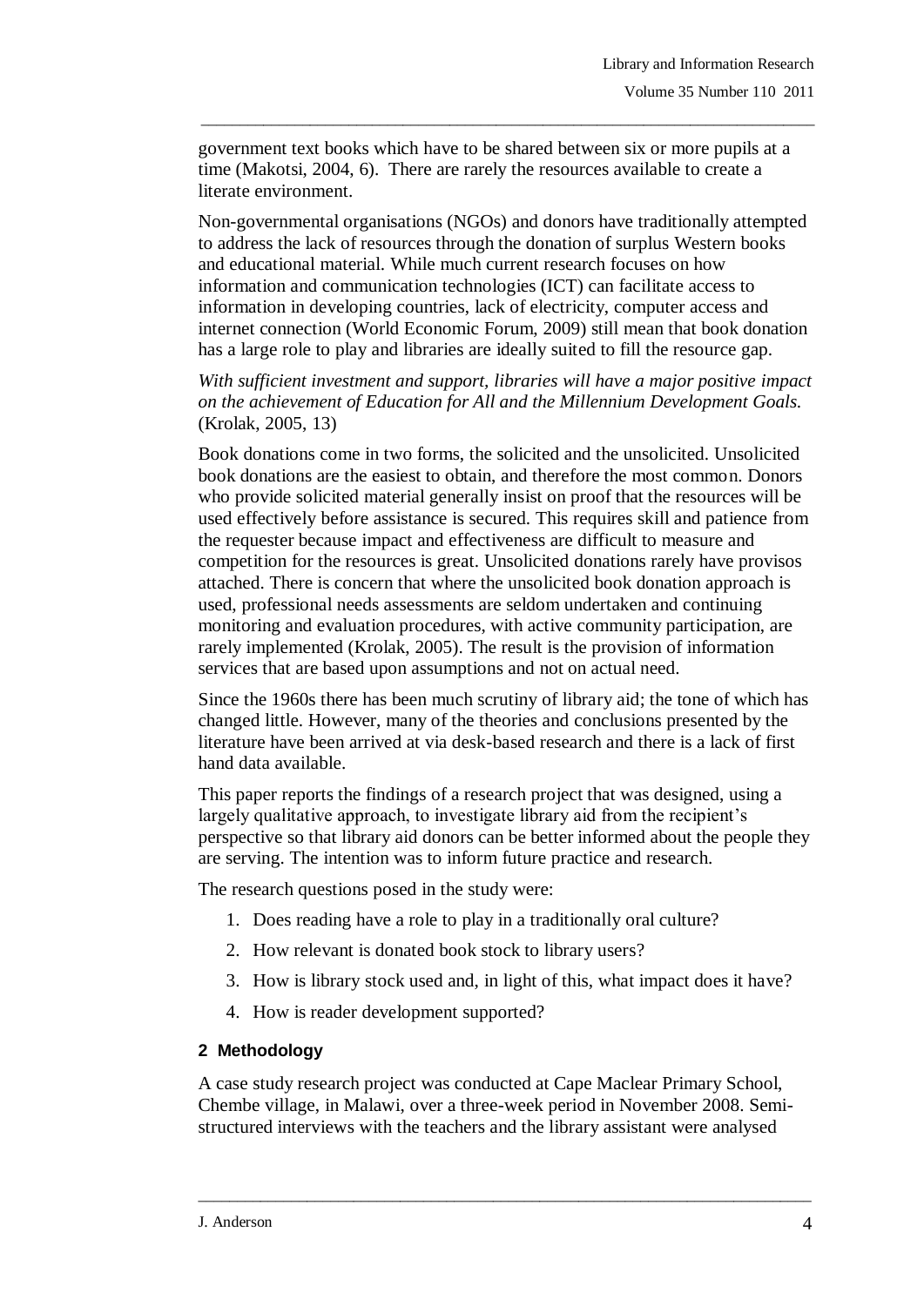government text books which have to be shared between six or more pupils at a time (Makotsi, 2004, 6). There are rarely the resources available to create a literate environment.

Non-governmental organisations (NGOs) and donors have traditionally attempted to address the lack of resources through the donation of surplus Western books and educational material. While much current research focuses on how information and communication technologies (ICT) can facilitate access to information in developing countries, lack of electricity, computer access and internet connection (World Economic Forum, 2009) still mean that book donation has a large role to play and libraries are ideally suited to fill the resource gap.

*With sufficient investment and support, libraries will have a major positive impact on the achievement of Education for All and the Millennium Development Goals.* (Krolak, 2005, 13)

Book donations come in two forms, the solicited and the unsolicited. Unsolicited book donations are the easiest to obtain, and therefore the most common. Donors who provide solicited material generally insist on proof that the resources will be used effectively before assistance is secured. This requires skill and patience from the requester because impact and effectiveness are difficult to measure and competition for the resources is great. Unsolicited donations rarely have provisos attached. There is concern that where the unsolicited book donation approach is used, professional needs assessments are seldom undertaken and continuing monitoring and evaluation procedures, with active community participation, are rarely implemented (Krolak, 2005). The result is the provision of information services that are based upon assumptions and not on actual need.

Since the 1960s there has been much scrutiny of library aid; the tone of which has changed little. However, many of the theories and conclusions presented by the literature have been arrived at via desk-based research and there is a lack of first hand data available.

This paper reports the findings of a research project that was designed, using a largely qualitative approach, to investigate library aid from the recipient's perspective so that library aid donors can be better informed about the people they are serving. The intention was to inform future practice and research.

The research questions posed in the study were:

1. Does reading have a role to play in a traditionally oral culture?
2. How relevant is donated book stock to library users?
3. How is library stock used and, in light of this, what impact does it have?
4. How is reader development supported?

## 2 Methodology

A case study research project was conducted at Cape Maclear Primary School, Chembe village, in Malawi, over a three-week period in November 2008. Semi-structured interviews with the teachers and the library assistant were analysed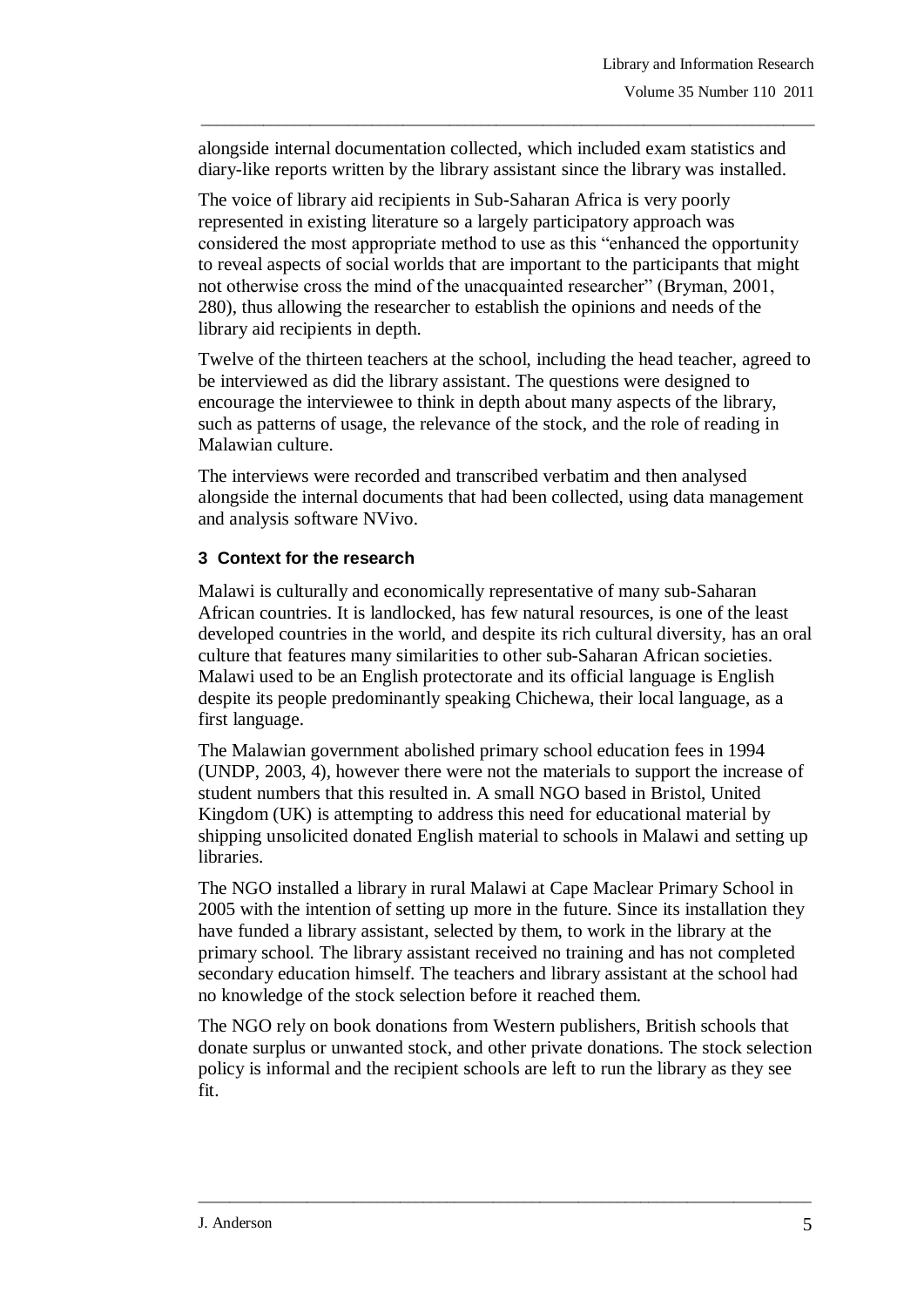alongside internal documentation collected, which included exam statistics and diary-like reports written by the library assistant since the library was installed.

The voice of library aid recipients in Sub-Saharan Africa is very poorly represented in existing literature so a largely participatory approach was considered the most appropriate method to use as this "enhanced the opportunity to reveal aspects of social worlds that are important to the participants that might not otherwise cross the mind of the unacquainted researcher" (Bryman, 2001, 280), thus allowing the researcher to establish the opinions and needs of the library aid recipients in depth.

Twelve of the thirteen teachers at the school, including the head teacher, agreed to be interviewed as did the library assistant. The questions were designed to encourage the interviewee to think in depth about many aspects of the library, such as patterns of usage, the relevance of the stock, and the role of reading in Malawian culture.

The interviews were recorded and transcribed verbatim and then analysed alongside the internal documents that had been collected, using data management and analysis software NVivo.

## 3 Context for the research

Malawi is culturally and economically representative of many sub-Saharan African countries. It is landlocked, has few natural resources, is one of the least developed countries in the world, and despite its rich cultural diversity, has an oral culture that features many similarities to other sub-Saharan African societies. Malawi used to be an English protectorate and its official language is English despite its people predominantly speaking Chichewa, their local language, as a first language.

The Malawian government abolished primary school education fees in 1994 (UNDP, 2003, 4), however there were not the materials to support the increase of student numbers that this resulted in. A small NGO based in Bristol, United Kingdom (UK) is attempting to address this need for educational material by shipping unsolicited donated English material to schools in Malawi and setting up libraries.

The NGO installed a library in rural Malawi at Cape Maclear Primary School in 2005 with the intention of setting up more in the future. Since its installation they have funded a library assistant, selected by them, to work in the library at the primary school. The library assistant received no training and has not completed secondary education himself. The teachers and library assistant at the school had no knowledge of the stock selection before it reached them.

The NGO rely on book donations from Western publishers, British schools that donate surplus or unwanted stock, and other private donations. The stock selection policy is informal and the recipient schools are left to run the library as they see fit.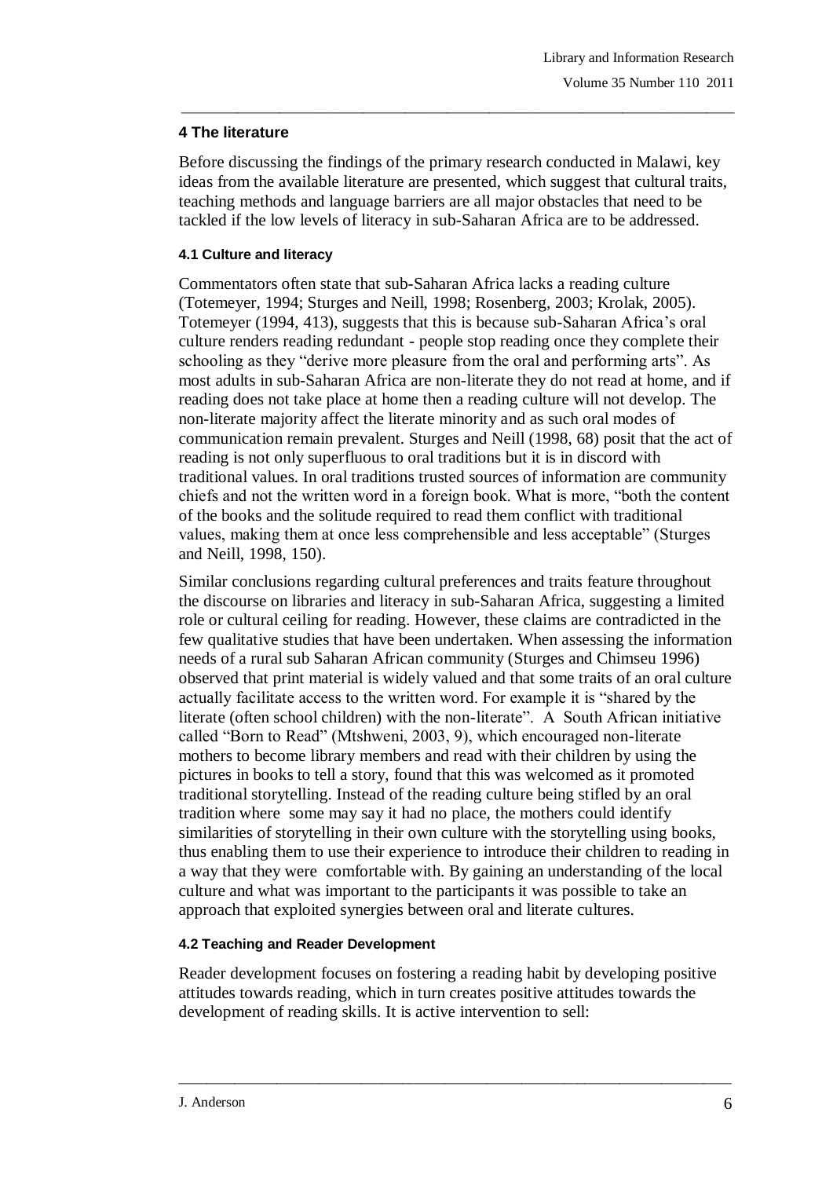## 4 The literature

Before discussing the findings of the primary research conducted in Malawi, key ideas from the available literature are presented, which suggest that cultural traits, teaching methods and language barriers are all major obstacles that need to be tackled if the low levels of literacy in sub-Saharan Africa are to be addressed.

### 4.1 Culture and literacy

Commentators often state that sub-Saharan Africa lacks a reading culture (Totemeyer, 1994; Sturges and Neill, 1998; Rosenberg, 2003; Krolak, 2005). Totemeyer (1994, 413), suggests that this is because sub-Saharan Africa's oral culture renders reading redundant - people stop reading once they complete their schooling as they "derive more pleasure from the oral and performing arts". As most adults in sub-Saharan Africa are non-literate they do not read at home, and if reading does not take place at home then a reading culture will not develop. The non-literate majority affect the literate minority and as such oral modes of communication remain prevalent. Sturges and Neill (1998, 68) posit that the act of reading is not only superfluous to oral traditions but it is in discord with traditional values. In oral traditions trusted sources of information are community chiefs and not the written word in a foreign book. What is more, "both the content of the books and the solitude required to read them conflict with traditional values, making them at once less comprehensible and less acceptable" (Sturges and Neill, 1998, 150).

Similar conclusions regarding cultural preferences and traits feature throughout the discourse on libraries and literacy in sub-Saharan Africa, suggesting a limited role or cultural ceiling for reading. However, these claims are contradicted in the few qualitative studies that have been undertaken. When assessing the information needs of a rural sub Saharan African community (Sturges and Chimseu 1996) observed that print material is widely valued and that some traits of an oral culture actually facilitate access to the written word. For example it is "shared by the literate (often school children) with the non-literate". A South African initiative called "Born to Read" (Mtshweni, 2003, 9), which encouraged non-literate mothers to become library members and read with their children by using the pictures in books to tell a story, found that this was welcomed as it promoted traditional storytelling. Instead of the reading culture being stifled by an oral tradition where some may say it had no place, the mothers could identify similarities of storytelling in their own culture with the storytelling using books, thus enabling them to use their experience to introduce their children to reading in a way that they were comfortable with. By gaining an understanding of the local culture and what was important to the participants it was possible to take an approach that exploited synergies between oral and literate cultures.

### 4.2 Teaching and Reader Development

Reader development focuses on fostering a reading habit by developing positive attitudes towards reading, which in turn creates positive attitudes towards the development of reading skills. It is active intervention to sell: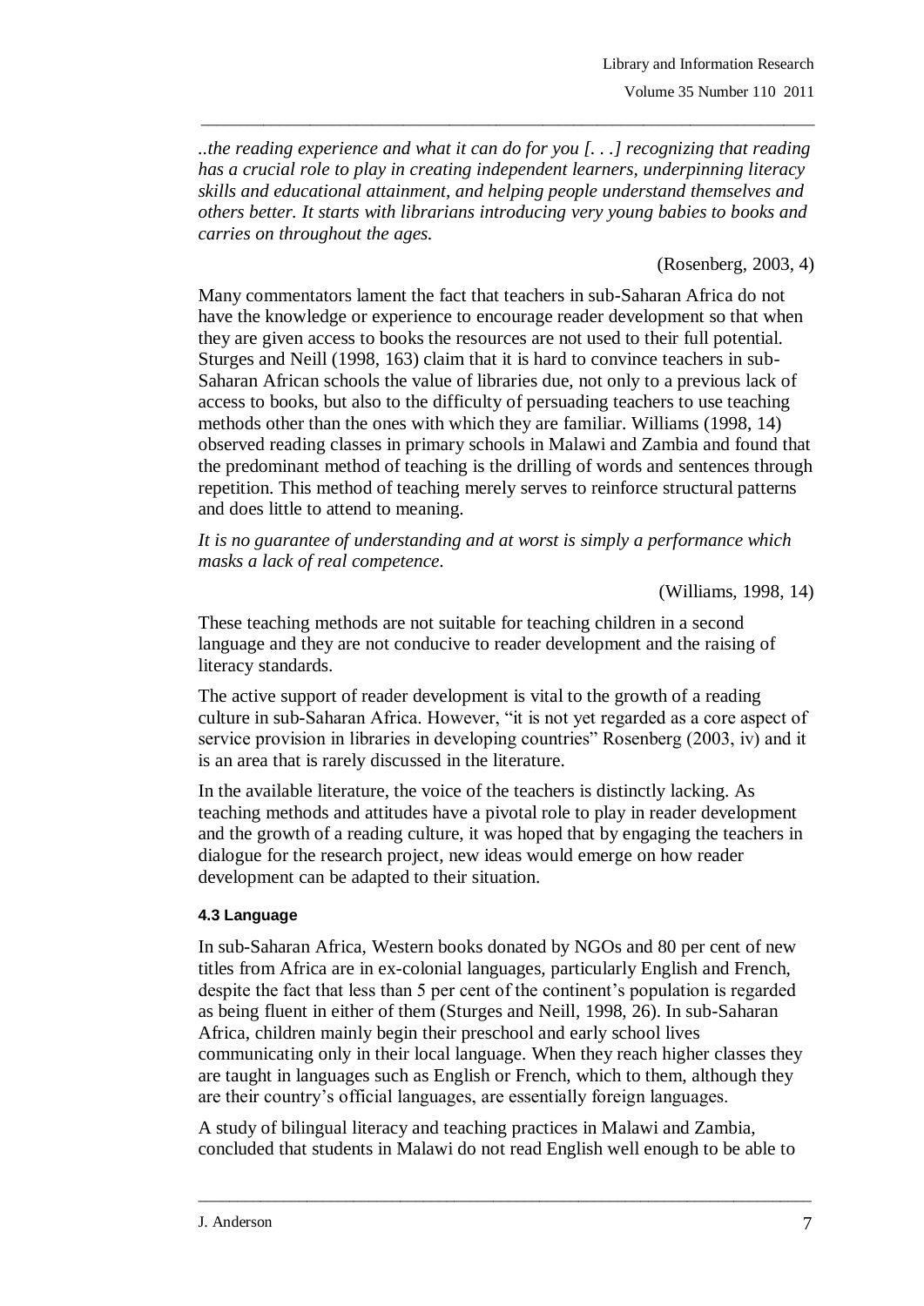*..the reading experience and what it can do for you [. . .] recognizing that reading has a crucial role to play in creating independent learners, underpinning literacy skills and educational attainment, and helping people understand themselves and others better. It starts with librarians introducing very young babies to books and carries on throughout the ages.*

(Rosenberg, 2003, 4)

Many commentators lament the fact that teachers in sub-Saharan Africa do not have the knowledge or experience to encourage reader development so that when they are given access to books the resources are not used to their full potential. Sturges and Neill (1998, 163) claim that it is hard to convince teachers in sub-Saharan African schools the value of libraries due, not only to a previous lack of access to books, but also to the difficulty of persuading teachers to use teaching methods other than the ones with which they are familiar. Williams (1998, 14) observed reading classes in primary schools in Malawi and Zambia and found that the predominant method of teaching is the drilling of words and sentences through repetition. This method of teaching merely serves to reinforce structural patterns and does little to attend to meaning.

*It is no guarantee of understanding and at worst is simply a performance which masks a lack of real competence.*

(Williams, 1998, 14)

These teaching methods are not suitable for teaching children in a second language and they are not conducive to reader development and the raising of literacy standards.

The active support of reader development is vital to the growth of a reading culture in sub-Saharan Africa. However, "it is not yet regarded as a core aspect of service provision in libraries in developing countries" Rosenberg (2003, iv) and it is an area that is rarely discussed in the literature.

In the available literature, the voice of the teachers is distinctly lacking. As teaching methods and attitudes have a pivotal role to play in reader development and the growth of a reading culture, it was hoped that by engaging the teachers in dialogue for the research project, new ideas would emerge on how reader development can be adapted to their situation.

#### 4.3 Language

In sub-Saharan Africa, Western books donated by NGOs and 80 per cent of new titles from Africa are in ex-colonial languages, particularly English and French, despite the fact that less than 5 per cent of the continent's population is regarded as being fluent in either of them (Sturges and Neill, 1998, 26). In sub-Saharan Africa, children mainly begin their preschool and early school lives communicating only in their local language. When they reach higher classes they are taught in languages such as English or French, which to them, although they are their country's official languages, are essentially foreign languages.

A study of bilingual literacy and teaching practices in Malawi and Zambia, concluded that students in Malawi do not read English well enough to be able to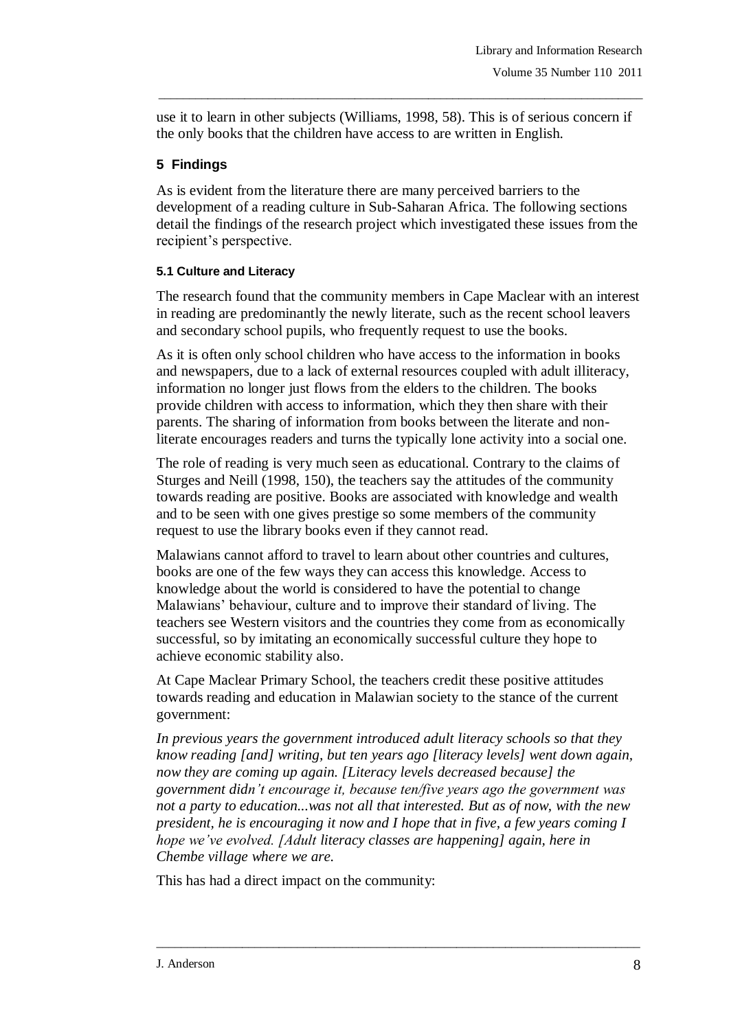use it to learn in other subjects (Williams, 1998, 58). This is of serious concern if the only books that the children have access to are written in English.

## 5 Findings

As is evident from the literature there are many perceived barriers to the development of a reading culture in Sub-Saharan Africa. The following sections detail the findings of the research project which investigated these issues from the recipient's perspective.

### 5.1 Culture and Literacy

The research found that the community members in Cape Maclear with an interest in reading are predominantly the newly literate, such as the recent school leavers and secondary school pupils, who frequently request to use the books.

As it is often only school children who have access to the information in books and newspapers, due to a lack of external resources coupled with adult illiteracy, information no longer just flows from the elders to the children. The books provide children with access to information, which they then share with their parents. The sharing of information from books between the literate and non-literate encourages readers and turns the typically lone activity into a social one.

The role of reading is very much seen as educational. Contrary to the claims of Sturges and Neill (1998, 150), the teachers say the attitudes of the community towards reading are positive. Books are associated with knowledge and wealth and to be seen with one gives prestige so some members of the community request to use the library books even if they cannot read.

Malawians cannot afford to travel to learn about other countries and cultures, books are one of the few ways they can access this knowledge. Access to knowledge about the world is considered to have the potential to change Malawians' behaviour, culture and to improve their standard of living. The teachers see Western visitors and the countries they come from as economically successful, so by imitating an economically successful culture they hope to achieve economic stability also.

At Cape Maclear Primary School, the teachers credit these positive attitudes towards reading and education in Malawian society to the stance of the current government:

*In previous years the government introduced adult literacy schools so that they know reading [and] writing, but ten years ago [literacy levels] went down again, now they are coming up again. [Literacy levels decreased because] the government didn't encourage it, because ten/five years ago the government was not a party to education...was not all that interested. But as of now, with the new president, he is encouraging it now and I hope that in five, a few years coming I hope we've evolved. [Adult literacy classes are happening] again, here in Chembe village where we are.*

This has had a direct impact on the community: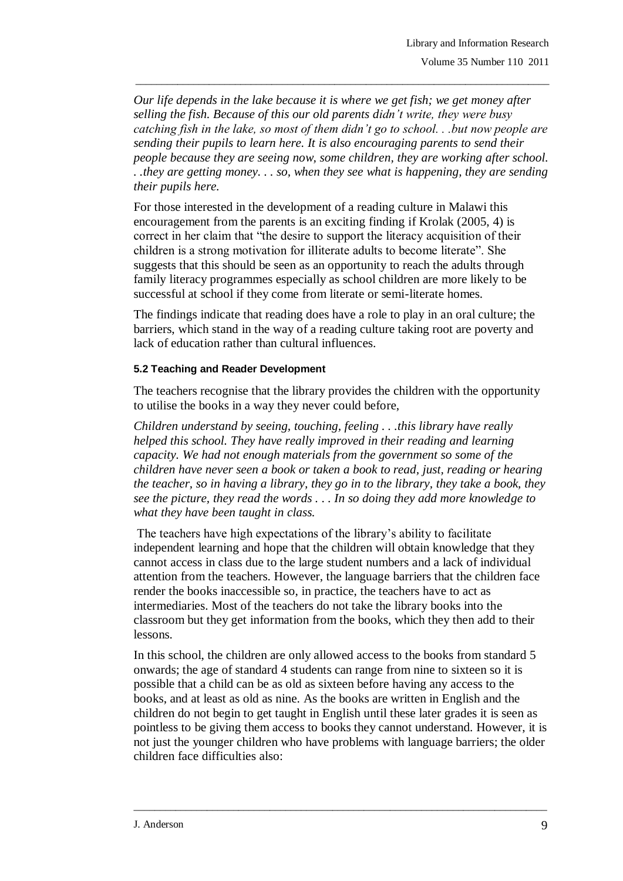*Our life depends in the lake because it is where we get fish; we get money after selling the fish. Because of this our old parents didn't write, they were busy catching fish in the lake, so most of them didn't go to school. . .but now people are sending their pupils to learn here. It is also encouraging parents to send their people because they are seeing now, some children, they are working after school. . .they are getting money. . . so, when they see what is happening, they are sending their pupils here.*

For those interested in the development of a reading culture in Malawi this encouragement from the parents is an exciting finding if Krolak (2005, 4) is correct in her claim that "the desire to support the literacy acquisition of their children is a strong motivation for illiterate adults to become literate". She suggests that this should be seen as an opportunity to reach the adults through family literacy programmes especially as school children are more likely to be successful at school if they come from literate or semi-literate homes.

The findings indicate that reading does have a role to play in an oral culture; the barriers, which stand in the way of a reading culture taking root are poverty and lack of education rather than cultural influences.

#### 5.2 Teaching and Reader Development

The teachers recognise that the library provides the children with the opportunity to utilise the books in a way they never could before,

*Children understand by seeing, touching, feeling . . .this library have really helped this school. They have really improved in their reading and learning capacity. We had not enough materials from the government so some of the children have never seen a book or taken a book to read, just, reading or hearing the teacher, so in having a library, they go in to the library, they take a book, they see the picture, they read the words . . . In so doing they add more knowledge to what they have been taught in class.*

The teachers have high expectations of the library's ability to facilitate independent learning and hope that the children will obtain knowledge that they cannot access in class due to the large student numbers and a lack of individual attention from the teachers. However, the language barriers that the children face render the books inaccessible so, in practice, the teachers have to act as intermediaries. Most of the teachers do not take the library books into the classroom but they get information from the books, which they then add to their lessons.

In this school, the children are only allowed access to the books from standard 5 onwards; the age of standard 4 students can range from nine to sixteen so it is possible that a child can be as old as sixteen before having any access to the books, and at least as old as nine. As the books are written in English and the children do not begin to get taught in English until these later grades it is seen as pointless to be giving them access to books they cannot understand. However, it is not just the younger children who have problems with language barriers; the older children face difficulties also: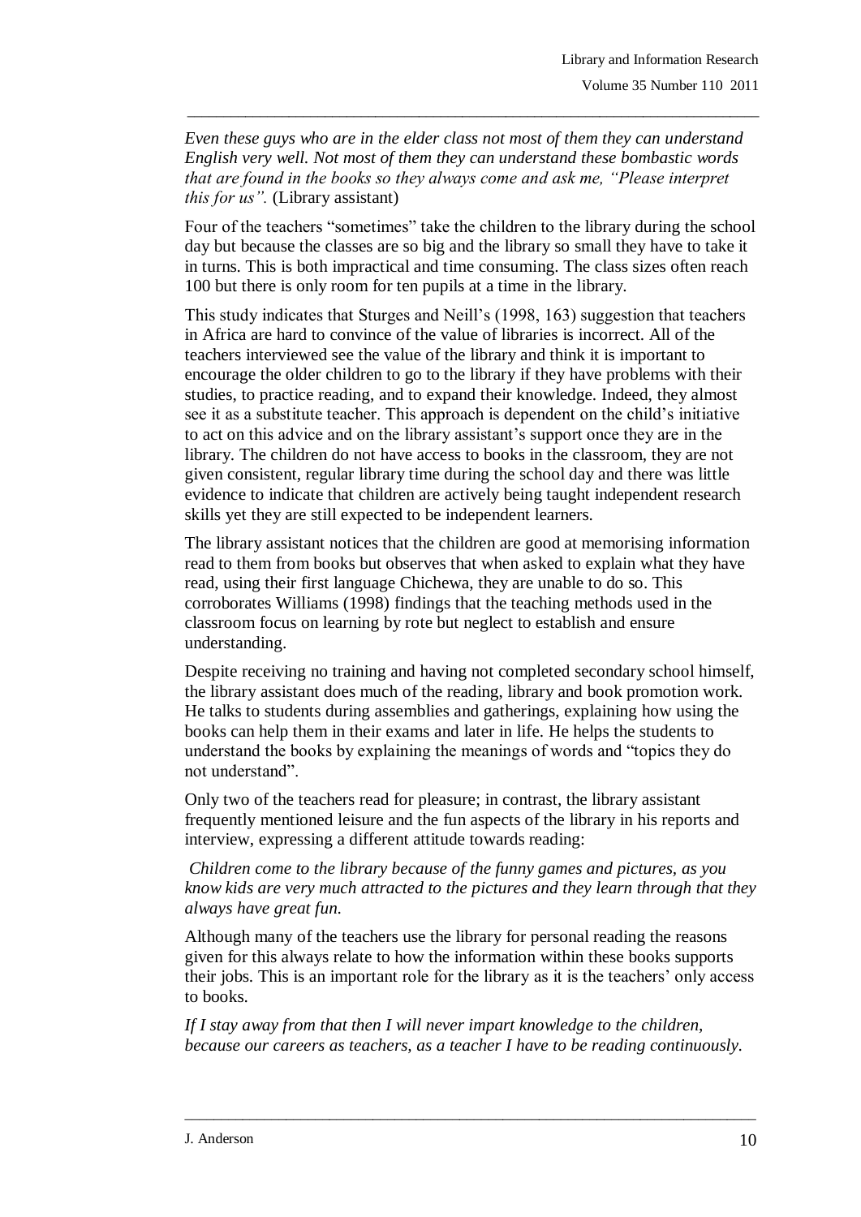*Even these guys who are in the elder class not most of them they can understand English very well. Not most of them they can understand these bombastic words that are found in the books so they always come and ask me, "Please interpret this for us".* (Library assistant)

Four of the teachers "sometimes" take the children to the library during the school day but because the classes are so big and the library so small they have to take it in turns. This is both impractical and time consuming. The class sizes often reach 100 but there is only room for ten pupils at a time in the library.

This study indicates that Sturges and Neill's (1998, 163) suggestion that teachers in Africa are hard to convince of the value of libraries is incorrect. All of the teachers interviewed see the value of the library and think it is important to encourage the older children to go to the library if they have problems with their studies, to practice reading, and to expand their knowledge. Indeed, they almost see it as a substitute teacher. This approach is dependent on the child's initiative to act on this advice and on the library assistant's support once they are in the library. The children do not have access to books in the classroom, they are not given consistent, regular library time during the school day and there was little evidence to indicate that children are actively being taught independent research skills yet they are still expected to be independent learners.

The library assistant notices that the children are good at memorising information read to them from books but observes that when asked to explain what they have read, using their first language Chichewa, they are unable to do so. This corroborates Williams (1998) findings that the teaching methods used in the classroom focus on learning by rote but neglect to establish and ensure understanding.

Despite receiving no training and having not completed secondary school himself, the library assistant does much of the reading, library and book promotion work. He talks to students during assemblies and gatherings, explaining how using the books can help them in their exams and later in life. He helps the students to understand the books by explaining the meanings of words and "topics they do not understand".

Only two of the teachers read for pleasure; in contrast, the library assistant frequently mentioned leisure and the fun aspects of the library in his reports and interview, expressing a different attitude towards reading:

*Children come to the library because of the funny games and pictures, as you know kids are very much attracted to the pictures and they learn through that they always have great fun.*

Although many of the teachers use the library for personal reading the reasons given for this always relate to how the information within these books supports their jobs. This is an important role for the library as it is the teachers' only access to books.

*If I stay away from that then I will never impart knowledge to the children, because our careers as teachers, as a teacher I have to be reading continuously.*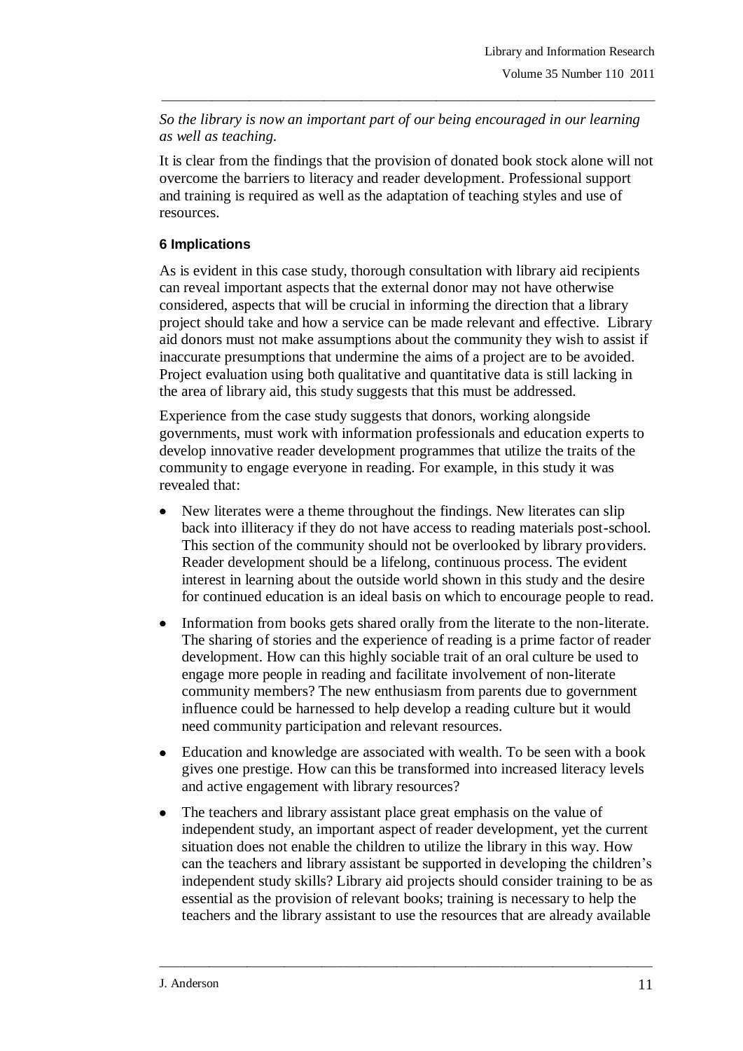*So the library is now an important part of our being encouraged in our learning as well as teaching.*

It is clear from the findings that the provision of donated book stock alone will not overcome the barriers to literacy and reader development. Professional support and training is required as well as the adaptation of teaching styles and use of resources.

### 6 Implications

As is evident in this case study, thorough consultation with library aid recipients can reveal important aspects that the external donor may not have otherwise considered, aspects that will be crucial in informing the direction that a library project should take and how a service can be made relevant and effective. Library aid donors must not make assumptions about the community they wish to assist if inaccurate presumptions that undermine the aims of a project are to be avoided. Project evaluation using both qualitative and quantitative data is still lacking in the area of library aid, this study suggests that this must be addressed.

Experience from the case study suggests that donors, working alongside governments, must work with information professionals and education experts to develop innovative reader development programmes that utilize the traits of the community to engage everyone in reading. For example, in this study it was revealed that:

- New literates were a theme throughout the findings. New literates can slip back into illiteracy if they do not have access to reading materials post-school. This section of the community should not be overlooked by library providers. Reader development should be a lifelong, continuous process. The evident interest in learning about the outside world shown in this study and the desire for continued education is an ideal basis on which to encourage people to read.
- Information from books gets shared orally from the literate to the non-literate. The sharing of stories and the experience of reading is a prime factor of reader development. How can this highly sociable trait of an oral culture be used to engage more people in reading and facilitate involvement of non-literate community members? The new enthusiasm from parents due to government influence could be harnessed to help develop a reading culture but it would need community participation and relevant resources.
- Education and knowledge are associated with wealth. To be seen with a book gives one prestige. How can this be transformed into increased literacy levels and active engagement with library resources?
- The teachers and library assistant place great emphasis on the value of independent study, an important aspect of reader development, yet the current situation does not enable the children to utilize the library in this way. How can the teachers and library assistant be supported in developing the children's independent study skills? Library aid projects should consider training to be as essential as the provision of relevant books; training is necessary to help the teachers and the library assistant to use the resources that are already available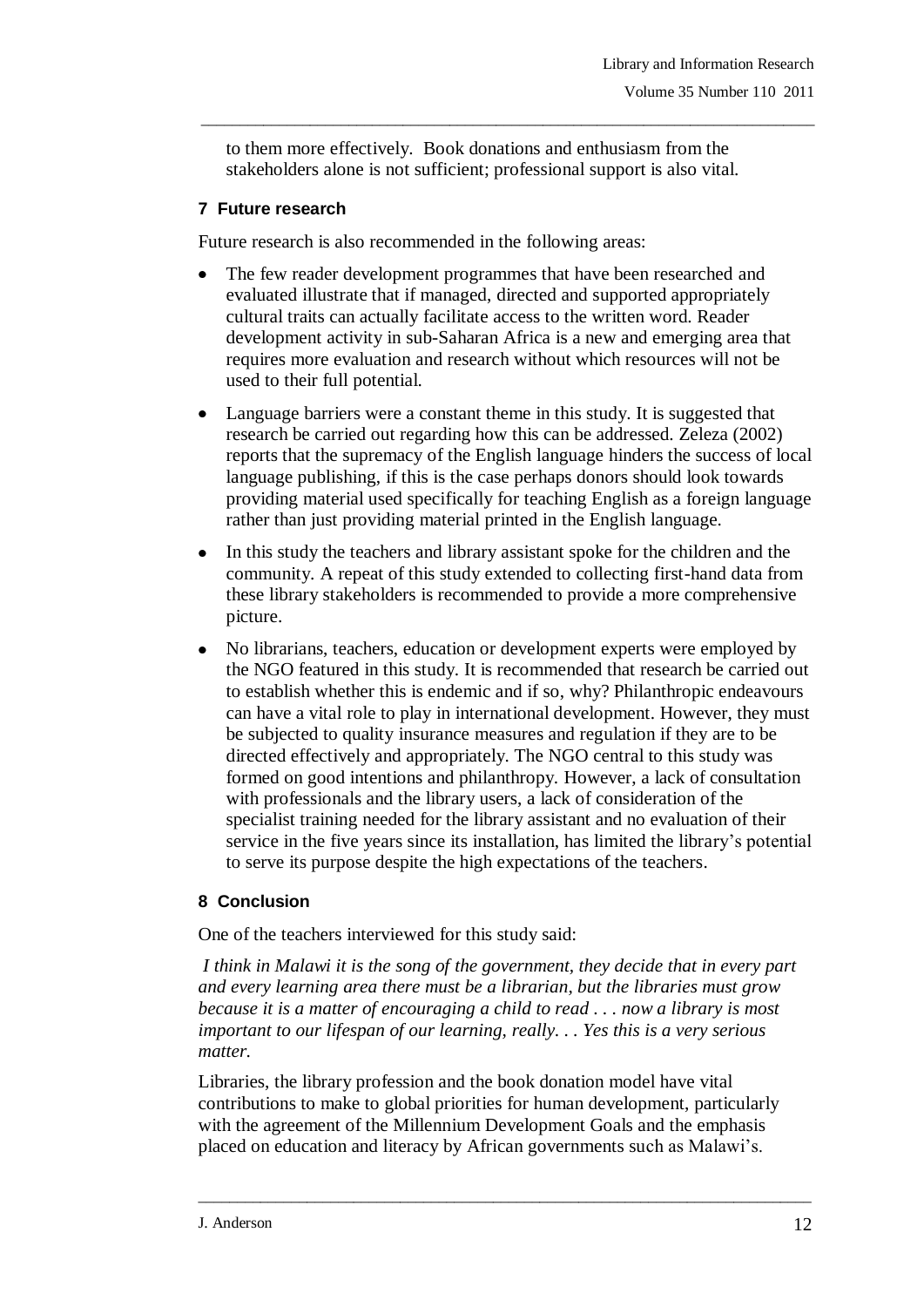to them more effectively. Book donations and enthusiasm from the stakeholders alone is not sufficient; professional support is also vital.

## 7 Future research

Future research is also recommended in the following areas:

- The few reader development programmes that have been researched and evaluated illustrate that if managed, directed and supported appropriately cultural traits can actually facilitate access to the written word. Reader development activity in sub-Saharan Africa is a new and emerging area that requires more evaluation and research without which resources will not be used to their full potential.
- Language barriers were a constant theme in this study. It is suggested that research be carried out regarding how this can be addressed. Zeleza (2002) reports that the supremacy of the English language hinders the success of local language publishing, if this is the case perhaps donors should look towards providing material used specifically for teaching English as a foreign language rather than just providing material printed in the English language.
- In this study the teachers and library assistant spoke for the children and the community. A repeat of this study extended to collecting first-hand data from these library stakeholders is recommended to provide a more comprehensive picture.
- No librarians, teachers, education or development experts were employed by the NGO featured in this study. It is recommended that research be carried out to establish whether this is endemic and if so, why? Philanthropic endeavours can have a vital role to play in international development. However, they must be subjected to quality insurance measures and regulation if they are to be directed effectively and appropriately. The NGO central to this study was formed on good intentions and philanthropy. However, a lack of consultation with professionals and the library users, a lack of consideration of the specialist training needed for the library assistant and no evaluation of their service in the five years since its installation, has limited the library's potential to serve its purpose despite the high expectations of the teachers.

## 8 Conclusion

One of the teachers interviewed for this study said:

*I think in Malawi it is the song of the government, they decide that in every part and every learning area there must be a librarian, but the libraries must grow because it is a matter of encouraging a child to read . . . now a library is most important to our lifespan of our learning, really. . . Yes this is a very serious matter.*

Libraries, the library profession and the book donation model have vital contributions to make to global priorities for human development, particularly with the agreement of the Millennium Development Goals and the emphasis placed on education and literacy by African governments such as Malawi's.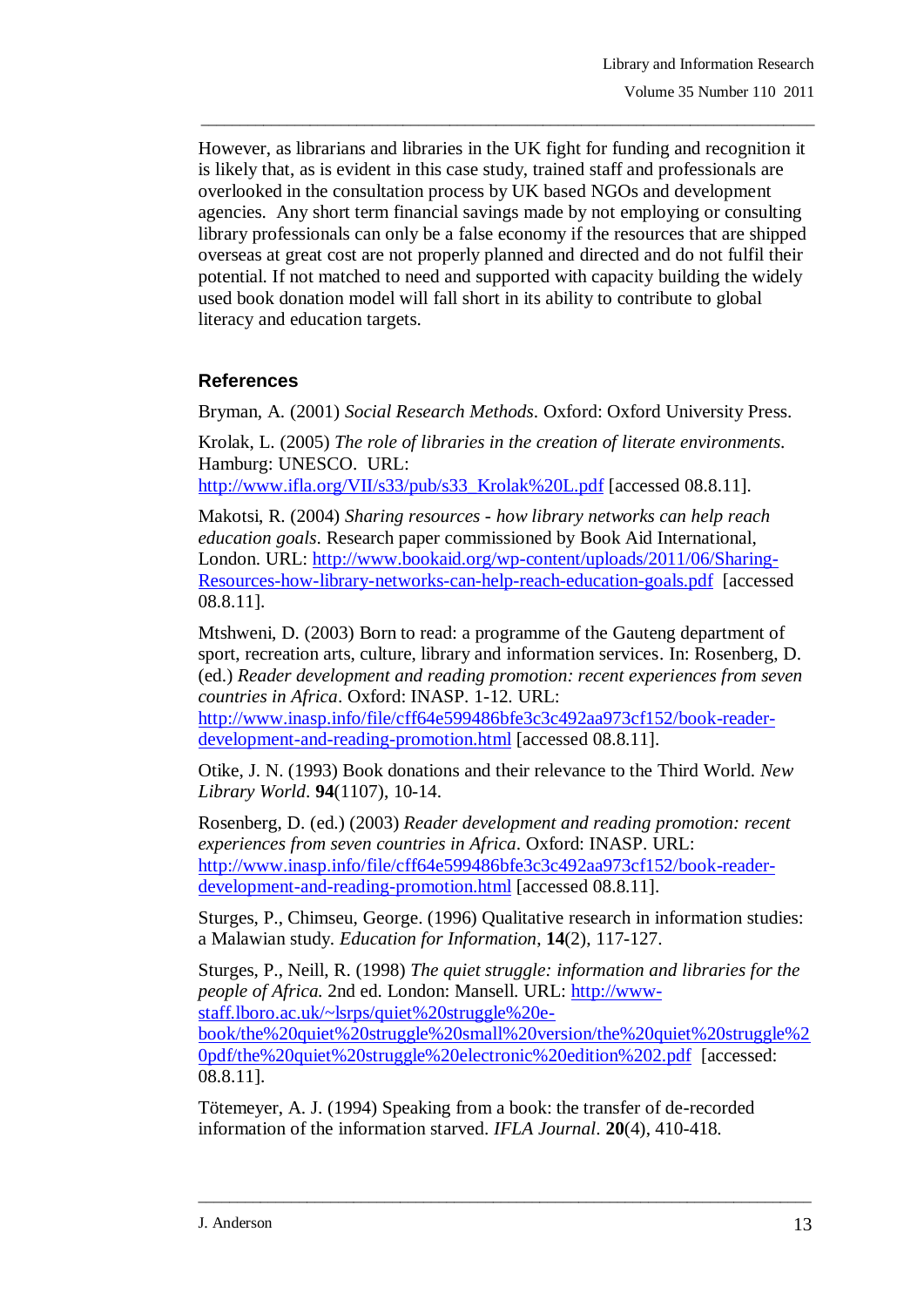However, as librarians and libraries in the UK fight for funding and recognition it is likely that, as is evident in this case study, trained staff and professionals are overlooked in the consultation process by UK based NGOs and development agencies. Any short term financial savings made by not employing or consulting library professionals can only be a false economy if the resources that are shipped overseas at great cost are not properly planned and directed and do not fulfil their potential. If not matched to need and supported with capacity building the widely used book donation model will fall short in its ability to contribute to global literacy and education targets.

## References

Bryman, A. (2001) *Social Research Methods*. Oxford: Oxford University Press.

Krolak, L. (2005) *The role of libraries in the creation of literate environments*. Hamburg: UNESCO. URL: http://www.ifla.org/VII/s33/pub/s33_Krolak%20L.pdf [accessed 08.8.11].

Makotsi, R. (2004) *Sharing resources - how library networks can help reach education goals*. Research paper commissioned by Book Aid International, London. URL: http://www.bookaid.org/wp-content/uploads/2011/06/Sharing-Resources-how-library-networks-can-help-reach-education-goals.pdf [accessed 08.8.11].

Mtshweni, D. (2003) Born to read: a programme of the Gauteng department of sport, recreation arts, culture, library and information services. In: Rosenberg, D. (ed.) *Reader development and reading promotion: recent experiences from seven countries in Africa*. Oxford: INASP. 1-12. URL: http://www.inasp.info/file/cff64e599486bfe3c3c492aa973cf152/book-reader-development-and-reading-promotion.html [accessed 08.8.11].

Otike, J. N. (1993) Book donations and their relevance to the Third World. *New Library World*. **94**(1107), 10-14.

Rosenberg, D. (ed.) (2003) *Reader development and reading promotion: recent experiences from seven countries in Africa*. Oxford: INASP. URL: http://www.inasp.info/file/cff64e599486bfe3c3c492aa973cf152/book-reader-development-and-reading-promotion.html [accessed 08.8.11].

Sturges, P., Chimseu, George. (1996) Qualitative research in information studies: a Malawian study. *Education for Information*, **14**(2), 117-127.

Sturges, P., Neill, R. (1998) *The quiet struggle: information and libraries for the people of Africa.* 2nd ed. London: Mansell. URL: http://www-staff.lboro.ac.uk/~lsrps/quiet%20struggle%20e-book/the%20quiet%20struggle%20small%20version/the%20quiet%20struggle%20pdf/the%20quiet%20struggle%20electronic%20edition%202.pdf [accessed: 08.8.11].

Tötemeyer, A. J. (1994) Speaking from a book: the transfer of de-recorded information of the information starved. *IFLA Journal*. **20**(4), 410-418.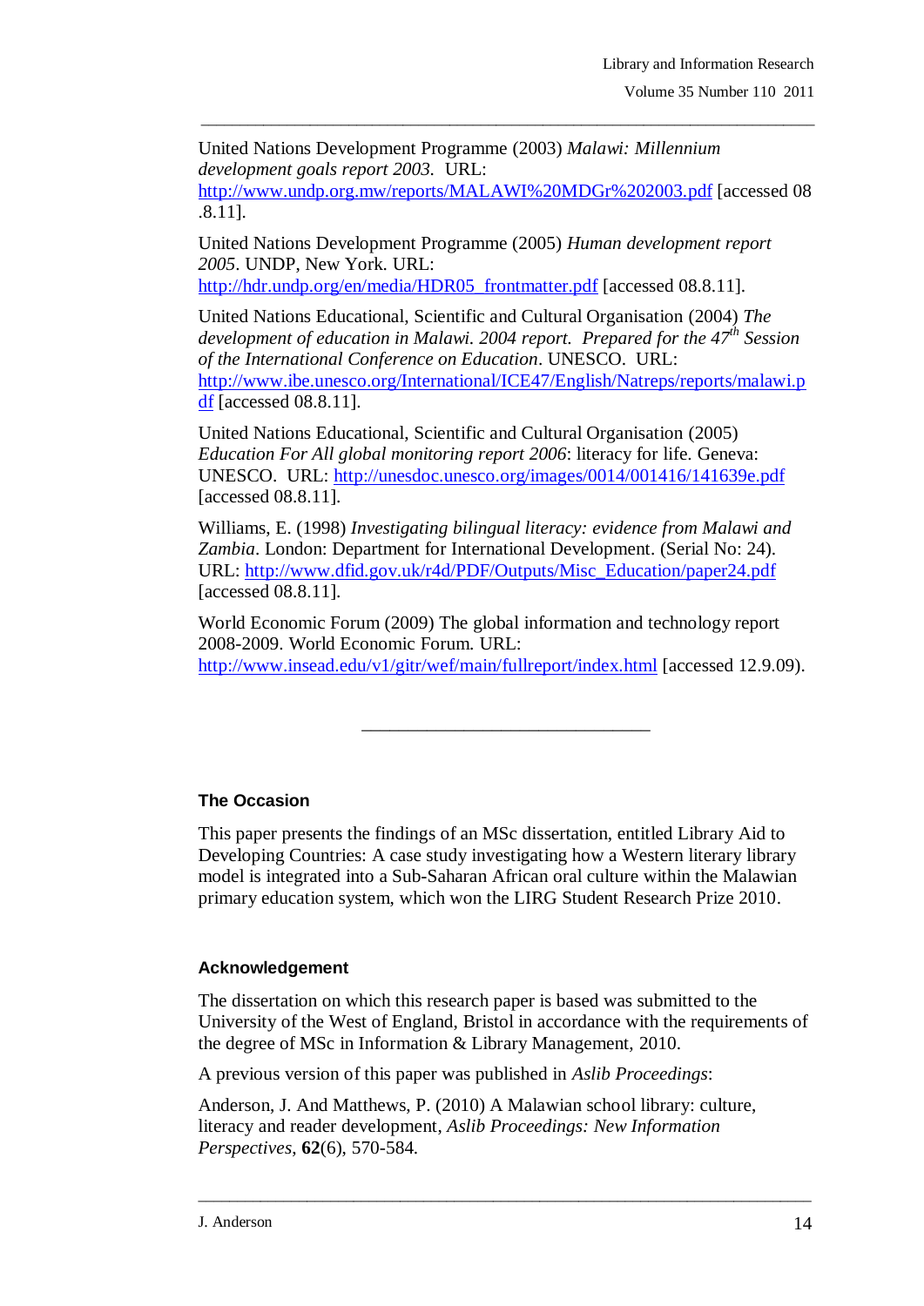United Nations Development Programme (2003) *Malawi: Millennium development goals report 2003.* URL: http://www.undp.org.mw/reports/MALAWI%20MDGr%202003.pdf [accessed 08 .8.11].

United Nations Development Programme (2005) *Human development report 2005*. UNDP, New York. URL: http://hdr.undp.org/en/media/HDR05_frontmatter.pdf [accessed 08.8.11].

United Nations Educational, Scientific and Cultural Organisation (2004) *The development of education in Malawi. 2004 report. Prepared for the 47th Session of the International Conference on Education*. UNESCO. URL: http://www.ibe.unesco.org/International/ICE47/English/Natreps/reports/malawi.pdf [accessed 08.8.11].

United Nations Educational, Scientific and Cultural Organisation (2005) *Education For All global monitoring report 2006*: literacy for life. Geneva: UNESCO. URL: http://unesdoc.unesco.org/images/0014/001416/141639e.pdf [accessed 08.8.11].

Williams, E. (1998) *Investigating bilingual literacy: evidence from Malawi and Zambia*. London: Department for International Development. (Serial No: 24). URL: http://www.dfid.gov.uk/r4d/PDF/Outputs/Misc_Education/paper24.pdf [accessed 08.8.11].

World Economic Forum (2009) The global information and technology report 2008-2009. World Economic Forum. URL: http://www.insead.edu/v1/gitr/wef/main/fullreport/index.html [accessed 12.9.09).

---

#### The Occasion

This paper presents the findings of an MSc dissertation, entitled Library Aid to Developing Countries: A case study investigating how a Western literary library model is integrated into a Sub-Saharan African oral culture within the Malawian primary education system, which won the LIRG Student Research Prize 2010.

#### Acknowledgement

The dissertation on which this research paper is based was submitted to the University of the West of England, Bristol in accordance with the requirements of the degree of MSc in Information & Library Management, 2010.

A previous version of this paper was published in *Aslib Proceedings*:

Anderson, J. And Matthews, P. (2010) A Malawian school library: culture, literacy and reader development, *Aslib Proceedings: New Information Perspectives*, **62**(6), 570-584.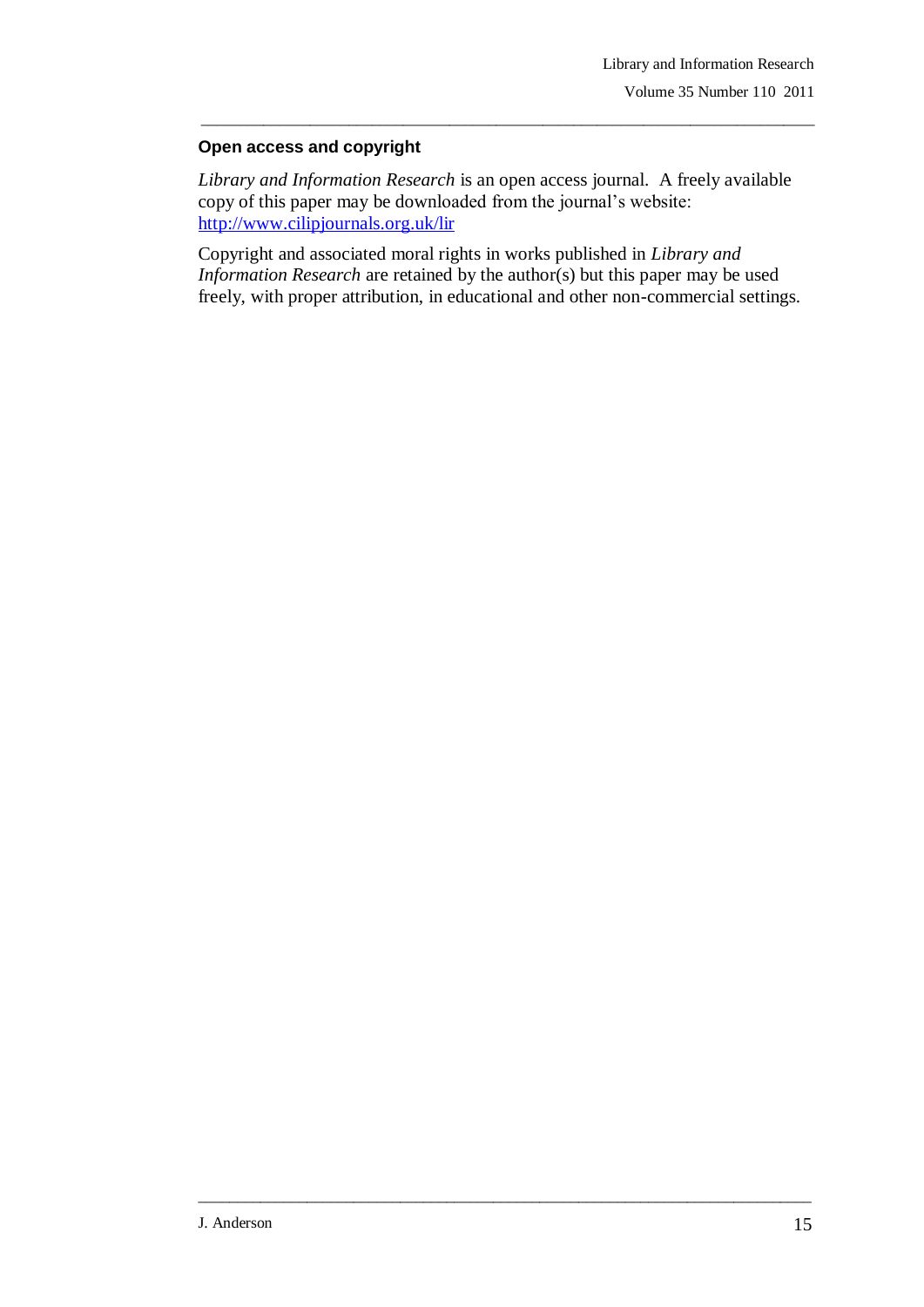## Open access and copyright

*Library and Information Research* is an open access journal. A freely available copy of this paper may be downloaded from the journal's website: [http://www.cilipjournals.org.uk/lir](http://www.cilipjournals.org.uk/lir)

Copyright and associated moral rights in works published in *Library and Information Research* are retained by the author(s) but this paper may be used freely, with proper attribution, in educational and other non-commercial settings.